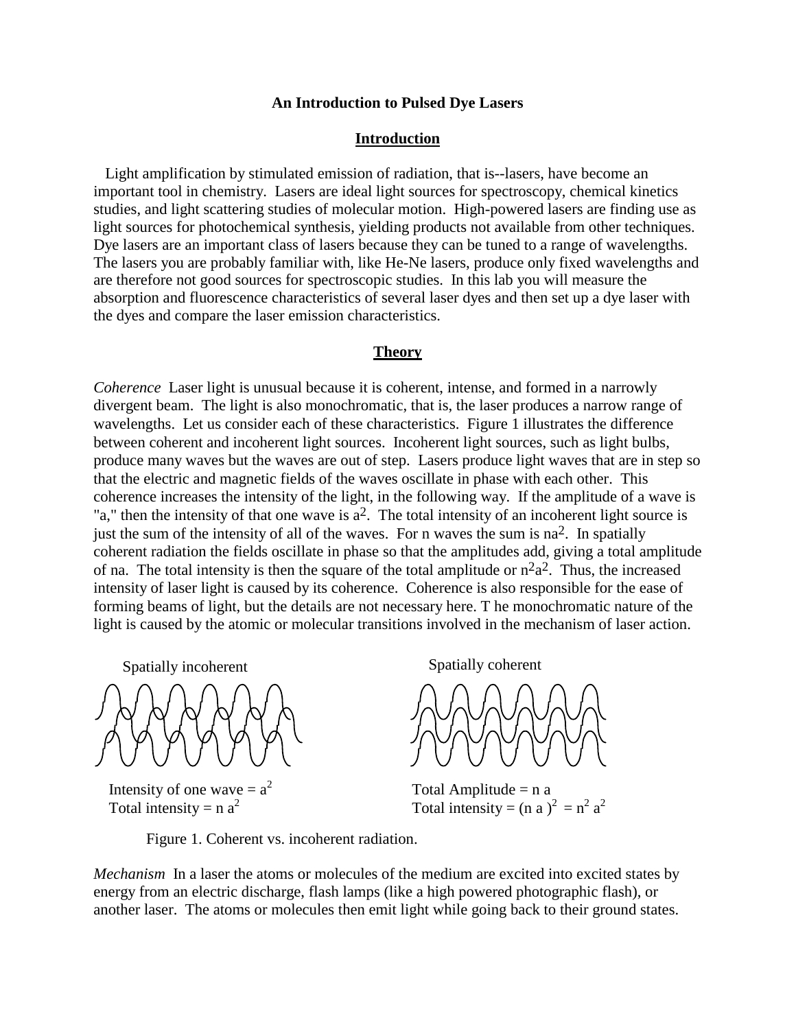# An Introduction to Pulsed Dye Lasers

## Introduction

Light amplification by stimulated emission of radiation, that is--lasers, have become an important tool in chemistry. Lasers are ideal light sources for spectroscopy, chemical kinetics studies, and light scattering studies of molecular motion. High-powered lasers are finding use as light sources for photochemical synthesis, yielding products not available from other techniques. Dye lasers are an important class of lasers because they can be tuned to a range of wavelengths. The lasers you are probably familiar with, like He-Ne lasers, produce only fixed wavelengths and are therefore not good sources for spectroscopic studies. In this lab you will measure the absorption and fluorescence characteristics of several laser dyes and then set up a dye laser with the dyes and compare the laser emission characteristics.

## Theory

*Coherence* Laser light is unusual because it is coherent, intense, and formed in a narrowly divergent beam. The light is also monochromatic, that is, the laser produces a narrow range of wavelengths. Let us consider each of these characteristics. Figure 1 illustrates the difference between coherent and incoherent light sources. Incoherent light sources, such as light bulbs, produce many waves but the waves are out of step. Lasers produce light waves that are in step so that the electric and magnetic fields of the waves oscillate in phase with each other. This coherence increases the intensity of the light, in the following way. If the amplitude of a wave is "a," then the intensity of that one wave is $a^2$. The total intensity of an incoherent light source is just the sum of the intensity of all of the waves. For n waves the sum is $na^2$. In spatially coherent radiation the fields oscillate in phase so that the amplitudes add, giving a total amplitude of na. The total intensity is then the square of the total amplitude or $n^2a^2$. Thus, the increased intensity of laser light is caused by its coherence. Coherence is also responsible for the ease of forming beams of light, but the details are not necessary here. T he monochromatic nature of the light is caused by the atomic or molecular transitions involved in the mechanism of laser action.

Spatially incoherent

Intensity of one wave = $a^2$
Total intensity = $n\ a^2$

Spatially coherent

Total Amplitude = n a
Total intensity = $(n\ a)^2 = n^2\ a^2$

Figure 1. Coherent vs. incoherent radiation.

*Mechanism* In a laser the atoms or molecules of the medium are excited into excited states by energy from an electric discharge, flash lamps (like a high powered photographic flash), or another laser. The atoms or molecules then emit light while going back to their ground states.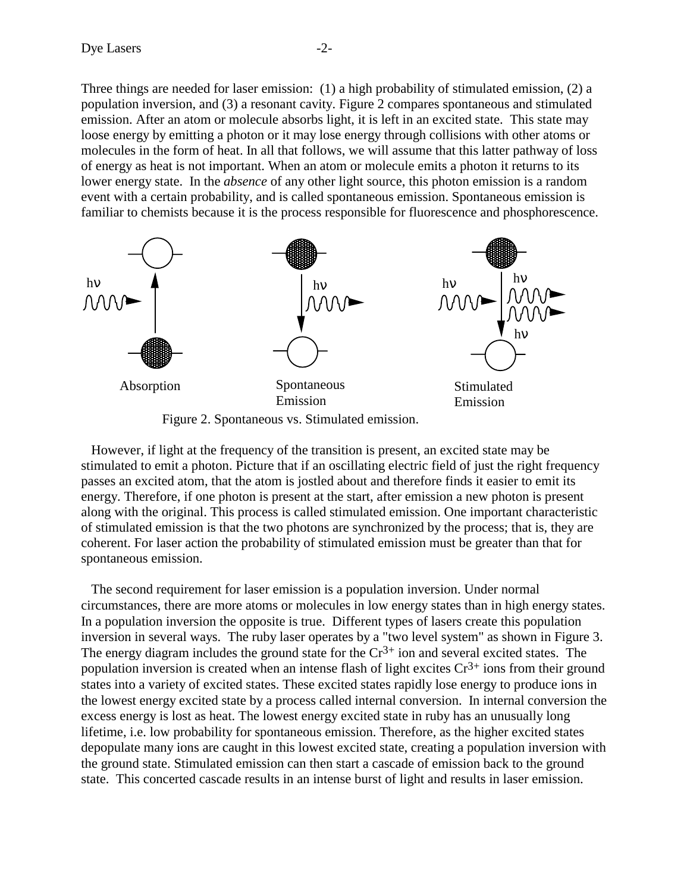Three things are needed for laser emission: (1) a high probability of stimulated emission, (2) a population inversion, and (3) a resonant cavity. Figure 2 compares spontaneous and stimulated emission. After an atom or molecule absorbs light, it is left in an excited state. This state may loose energy by emitting a photon or it may lose energy through collisions with other atoms or molecules in the form of heat. In all that follows, we will assume that this latter pathway of loss of energy as heat is not important. When an atom or molecule emits a photon it returns to its lower energy state. In the *absence* of any other light source, this photon emission is a random event with a certain probability, and is called spontaneous emission. Spontaneous emission is familiar to chemists because it is the process responsible for fluorescence and phosphorescence.

Figure 2. Spontaneous vs. Stimulated emission.

However, if light at the frequency of the transition is present, an excited state may be stimulated to emit a photon. Picture that if an oscillating electric field of just the right frequency passes an excited atom, that the atom is jostled about and therefore finds it easier to emit its energy. Therefore, if one photon is present at the start, after emission a new photon is present along with the original. This process is called stimulated emission. One important characteristic of stimulated emission is that the two photons are synchronized by the process; that is, they are coherent. For laser action the probability of stimulated emission must be greater than that for spontaneous emission.

The second requirement for laser emission is a population inversion. Under normal circumstances, there are more atoms or molecules in low energy states than in high energy states. In a population inversion the opposite is true. Different types of lasers create this population inversion in several ways. The ruby laser operates by a "two level system" as shown in Figure 3. The energy diagram includes the ground state for the $Cr^{3+}$ ion and several excited states. The population inversion is created when an intense flash of light excites $Cr^{3+}$ ions from their ground states into a variety of excited states. These excited states rapidly lose energy to produce ions in the lowest energy excited state by a process called internal conversion. In internal conversion the excess energy is lost as heat. The lowest energy excited state in ruby has an unusually long lifetime, i.e. low probability for spontaneous emission. Therefore, as the higher excited states depopulate many ions are caught in this lowest excited state, creating a population inversion with the ground state. Stimulated emission can then start a cascade of emission back to the ground state. This concerted cascade results in an intense burst of light and results in laser emission.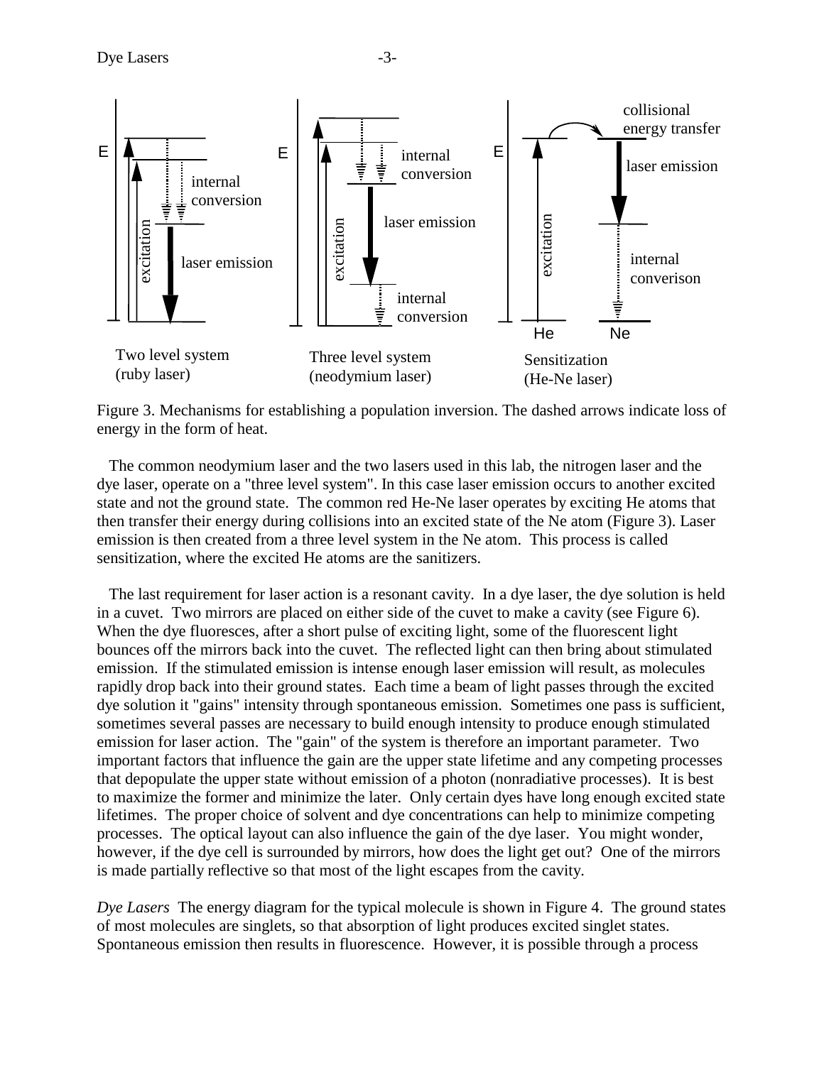Figure 3. Mechanisms for establishing a population inversion. The dashed arrows indicate loss of energy in the form of heat.

The common neodymium laser and the two lasers used in this lab, the nitrogen laser and the dye laser, operate on a "three level system". In this case laser emission occurs to another excited state and not the ground state. The common red He-Ne laser operates by exciting He atoms that then transfer their energy during collisions into an excited state of the Ne atom (Figure 3). Laser emission is then created from a three level system in the Ne atom. This process is called sensitization, where the excited He atoms are the sanitizers.

The last requirement for laser action is a resonant cavity. In a dye laser, the dye solution is held in a cuvet. Two mirrors are placed on either side of the cuvet to make a cavity (see Figure 6). When the dye fluoresces, after a short pulse of exciting light, some of the fluorescent light bounces off the mirrors back into the cuvet. The reflected light can then bring about stimulated emission. If the stimulated emission is intense enough laser emission will result, as molecules rapidly drop back into their ground states. Each time a beam of light passes through the excited dye solution it "gains" intensity through spontaneous emission. Sometimes one pass is sufficient, sometimes several passes are necessary to build enough intensity to produce enough stimulated emission for laser action. The "gain" of the system is therefore an important parameter. Two important factors that influence the gain are the upper state lifetime and any competing processes that depopulate the upper state without emission of a photon (nonradiative processes). It is best to maximize the former and minimize the later. Only certain dyes have long enough excited state lifetimes. The proper choice of solvent and dye concentrations can help to minimize competing processes. The optical layout can also influence the gain of the dye laser. You might wonder, however, if the dye cell is surrounded by mirrors, how does the light get out? One of the mirrors is made partially reflective so that most of the light escapes from the cavity.

*Dye Lasers* The energy diagram for the typical molecule is shown in Figure 4. The ground states of most molecules are singlets, so that absorption of light produces excited singlet states. Spontaneous emission then results in fluorescence. However, it is possible through a process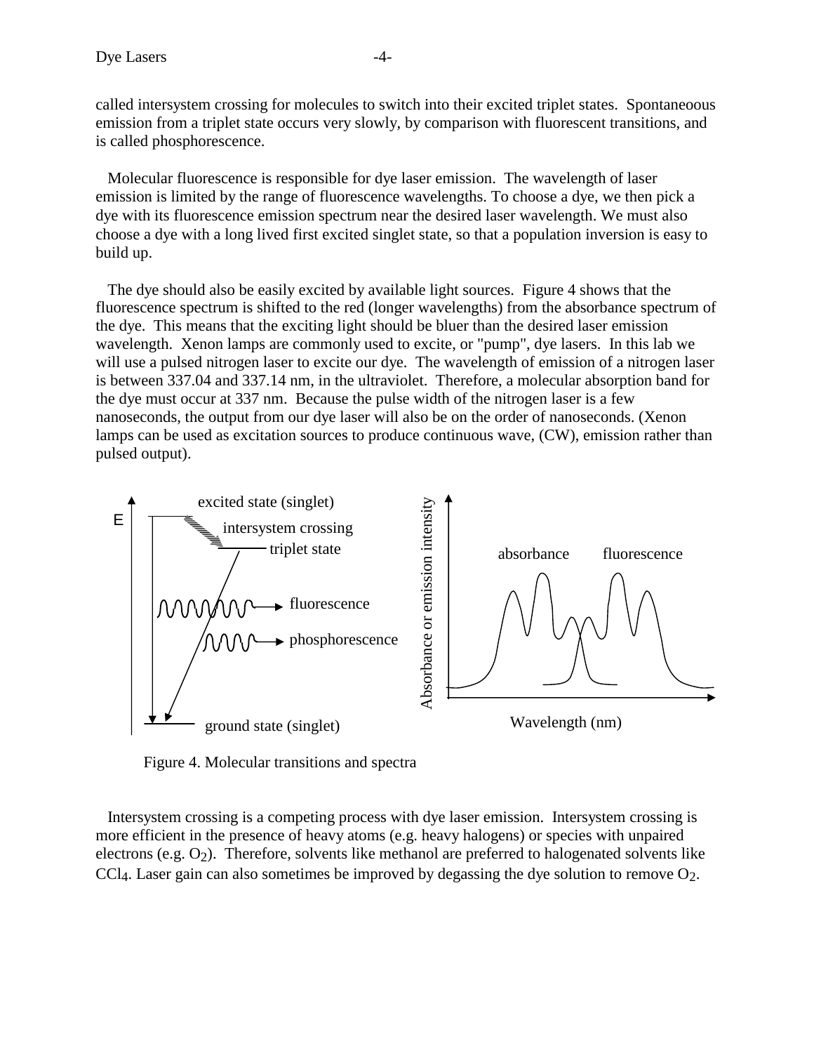called intersystem crossing for molecules to switch into their excited triplet states. Spontaneoous emission from a triplet state occurs very slowly, by comparison with fluorescent transitions, and is called phosphorescence.

Molecular fluorescence is responsible for dye laser emission. The wavelength of laser emission is limited by the range of fluorescence wavelengths. To choose a dye, we then pick a dye with its fluorescence emission spectrum near the desired laser wavelength. We must also choose a dye with a long lived first excited singlet state, so that a population inversion is easy to build up.

The dye should also be easily excited by available light sources. Figure 4 shows that the fluorescence spectrum is shifted to the red (longer wavelengths) from the absorbance spectrum of the dye. This means that the exciting light should be bluer than the desired laser emission wavelength. Xenon lamps are commonly used to excite, or "pump", dye lasers. In this lab we will use a pulsed nitrogen laser to excite our dye. The wavelength of emission of a nitrogen laser is between 337.04 and 337.14 nm, in the ultraviolet. Therefore, a molecular absorption band for the dye must occur at 337 nm. Because the pulse width of the nitrogen laser is a few nanoseconds, the output from our dye laser will also be on the order of nanoseconds. (Xenon lamps can be used as excitation sources to produce continuous wave, (CW), emission rather than pulsed output).

Figure 4. Molecular transitions and spectra

Intersystem crossing is a competing process with dye laser emission. Intersystem crossing is more efficient in the presence of heavy atoms (e.g. heavy halogens) or species with unpaired electrons (e.g. $O_2$). Therefore, solvents like methanol are preferred to halogenated solvents like $CCl_4$. Laser gain can also sometimes be improved by degassing the dye solution to remove $O_2$.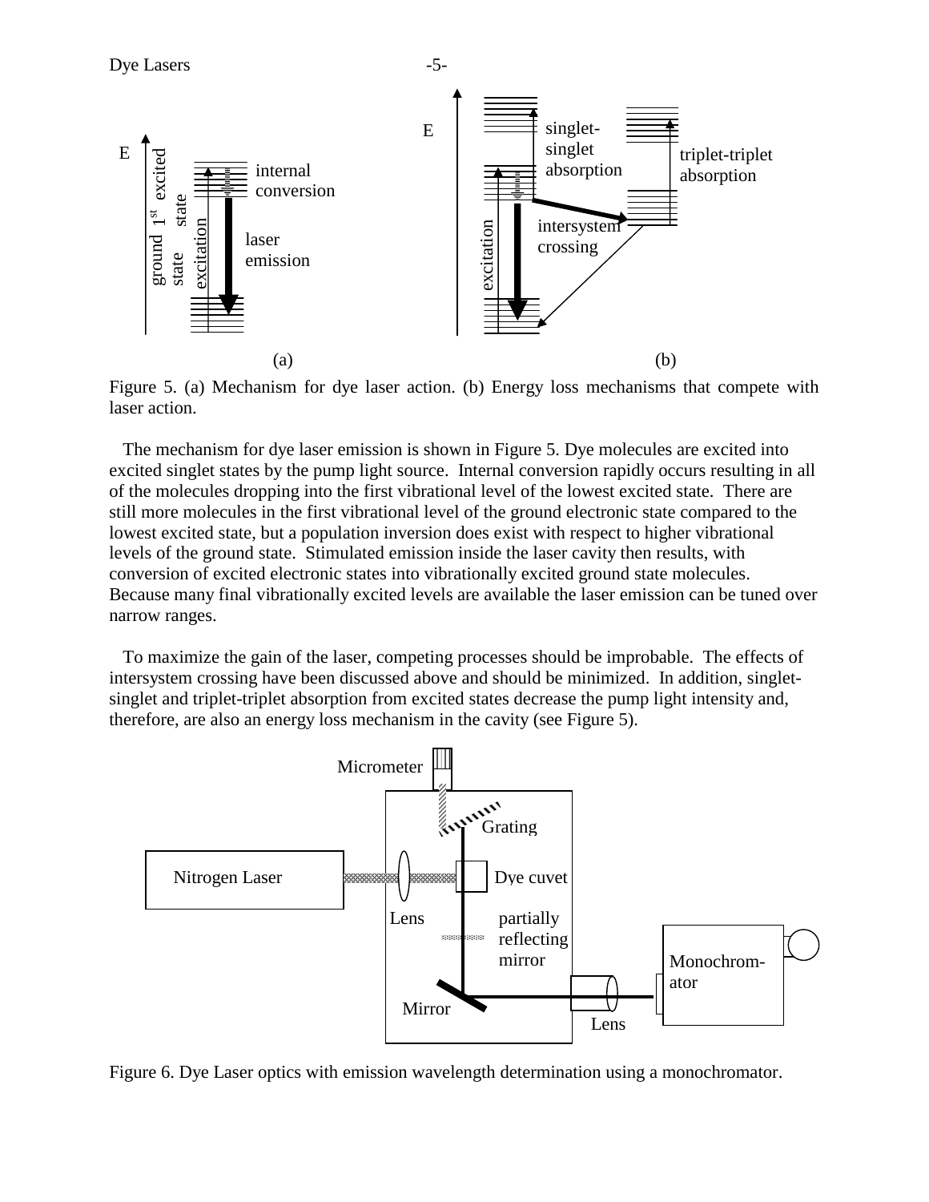Figure 5. (a) Mechanism for dye laser action. (b) Energy loss mechanisms that compete with laser action.

The mechanism for dye laser emission is shown in Figure 5. Dye molecules are excited into excited singlet states by the pump light source. Internal conversion rapidly occurs resulting in all of the molecules dropping into the first vibrational level of the lowest excited state. There are still more molecules in the first vibrational level of the ground electronic state compared to the lowest excited state, but a population inversion does exist with respect to higher vibrational levels of the ground state. Stimulated emission inside the laser cavity then results, with conversion of excited electronic states into vibrationally excited ground state molecules. Because many final vibrationally excited levels are available the laser emission can be tuned over narrow ranges.

To maximize the gain of the laser, competing processes should be improbable. The effects of intersystem crossing have been discussed above and should be minimized. In addition, singlet-singlet and triplet-triplet absorption from excited states decrease the pump light intensity and, therefore, are also an energy loss mechanism in the cavity (see Figure 5).

Figure 6. Dye Laser optics with emission wavelength determination using a monochromator.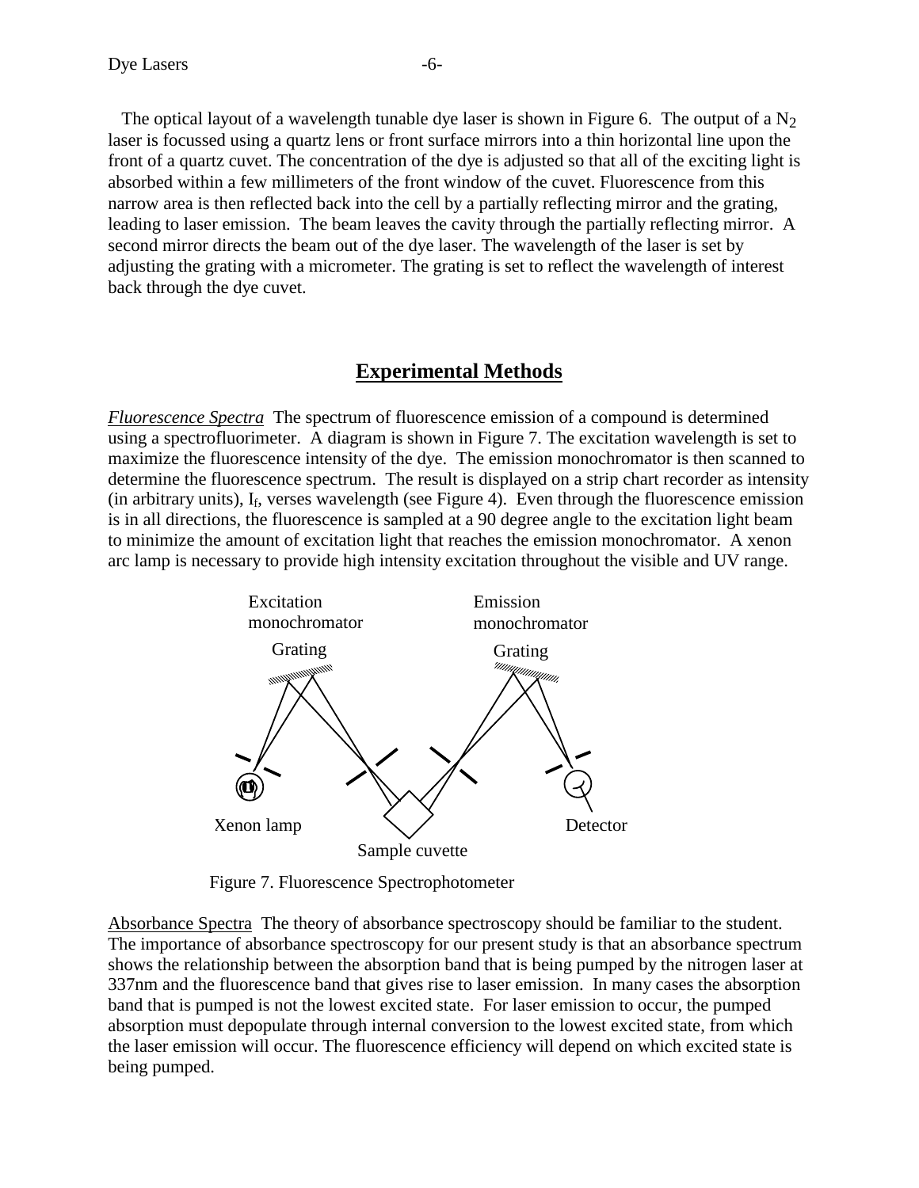The optical layout of a wavelength tunable dye laser is shown in Figure 6. The output of a $N_2$ laser is focussed using a quartz lens or front surface mirrors into a thin horizontal line upon the front of a quartz cuvet. The concentration of the dye is adjusted so that all of the exciting light is absorbed within a few millimeters of the front window of the cuvet. Fluorescence from this narrow area is then reflected back into the cell by a partially reflecting mirror and the grating, leading to laser emission. The beam leaves the cavity through the partially reflecting mirror. A second mirror directs the beam out of the dye laser. The wavelength of the laser is set by adjusting the grating with a micrometer. The grating is set to reflect the wavelength of interest back through the dye cuvet.

## Experimental Methods

*Fluorescence Spectra* The spectrum of fluorescence emission of a compound is determined using a spectrofluorimeter. A diagram is shown in Figure 7. The excitation wavelength is set to maximize the fluorescence intensity of the dye. The emission monochromator is then scanned to determine the fluorescence spectrum. The result is displayed on a strip chart recorder as intensity (in arbitrary units), $I_f$, verses wavelength (see Figure 4). Even through the fluorescence emission is in all directions, the fluorescence is sampled at a 90 degree angle to the excitation light beam to minimize the amount of excitation light that reaches the emission monochromator. A xenon arc lamp is necessary to provide high intensity excitation throughout the visible and UV range.

Excitation monochromator — Grating — Emission monochromator — Grating — Xenon lamp — Sample cuvette — Detector

Figure 7. Fluorescence Spectrophotometer

Absorbance Spectra The theory of absorbance spectroscopy should be familiar to the student. The importance of absorbance spectroscopy for our present study is that an absorbance spectrum shows the relationship between the absorption band that is being pumped by the nitrogen laser at 337nm and the fluorescence band that gives rise to laser emission. In many cases the absorption band that is pumped is not the lowest excited state. For laser emission to occur, the pumped absorption must depopulate through internal conversion to the lowest excited state, from which the laser emission will occur. The fluorescence efficiency will depend on which excited state is being pumped.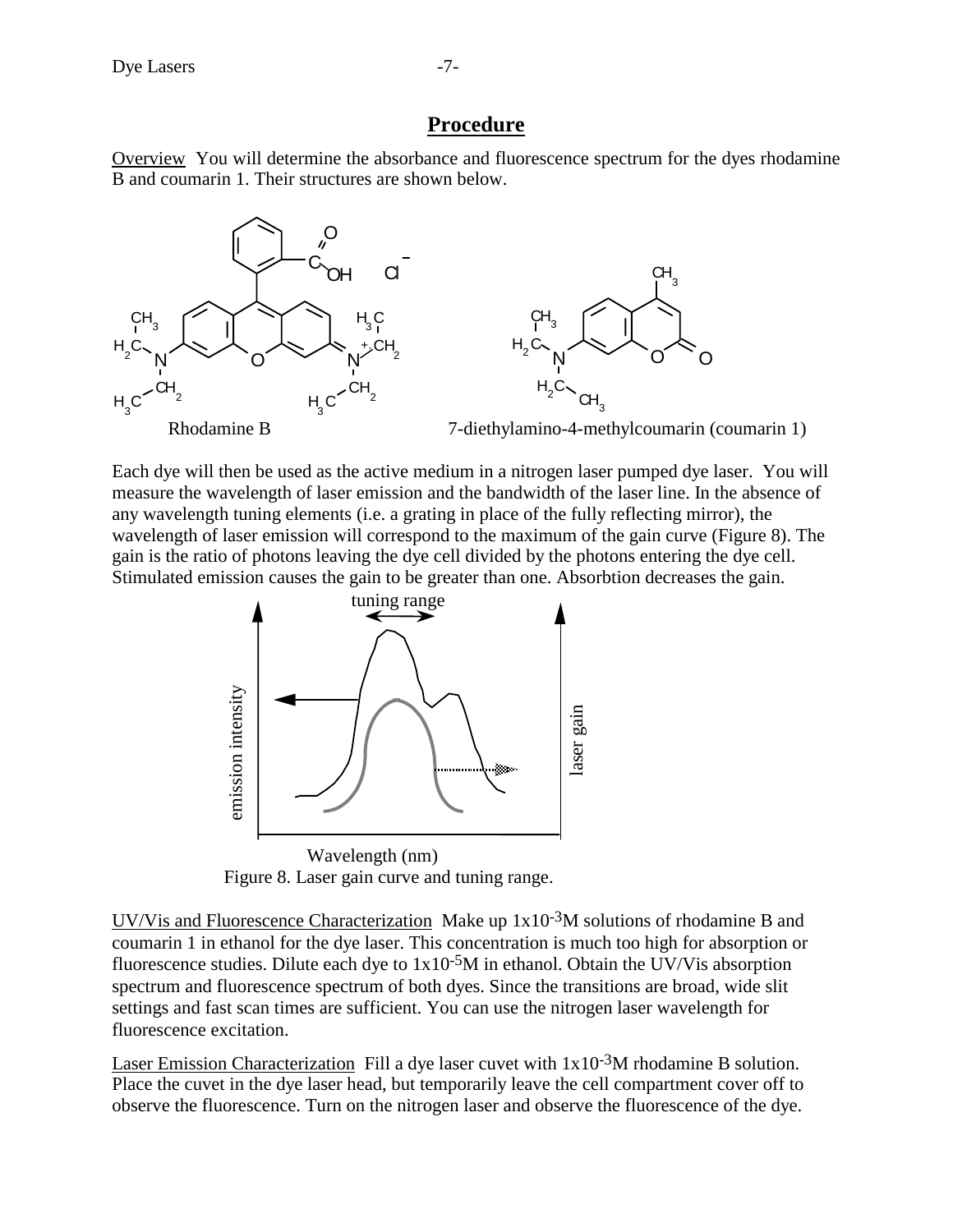## Procedure

Overview  You will determine the absorbance and fluorescence spectrum for the dyes rhodamine B and coumarin 1. Their structures are shown below.

Rhodamine B

7-diethylamino-4-methylcoumarin (coumarin 1)

Each dye will then be used as the active medium in a nitrogen laser pumped dye laser. You will measure the wavelength of laser emission and the bandwidth of the laser line. In the absence of any wavelength tuning elements (i.e. a grating in place of the fully reflecting mirror), the wavelength of laser emission will correspond to the maximum of the gain curve (Figure 8). The gain is the ratio of photons leaving the dye cell divided by the photons entering the dye cell. Stimulated emission causes the gain to be greater than one. Absorbtion decreases the gain.

Figure 8. Laser gain curve and tuning range.

UV/Vis and Fluorescence Characterization  Make up $1x10^{-3}$M solutions of rhodamine B and coumarin 1 in ethanol for the dye laser. This concentration is much too high for absorption or fluorescence studies. Dilute each dye to $1x10^{-5}$M in ethanol. Obtain the UV/Vis absorption spectrum and fluorescence spectrum of both dyes. Since the transitions are broad, wide slit settings and fast scan times are sufficient. You can use the nitrogen laser wavelength for fluorescence excitation.

Laser Emission Characterization  Fill a dye laser cuvet with $1x10^{-3}$M rhodamine B solution. Place the cuvet in the dye laser head, but temporarily leave the cell compartment cover off to observe the fluorescence. Turn on the nitrogen laser and observe the fluorescence of the dye.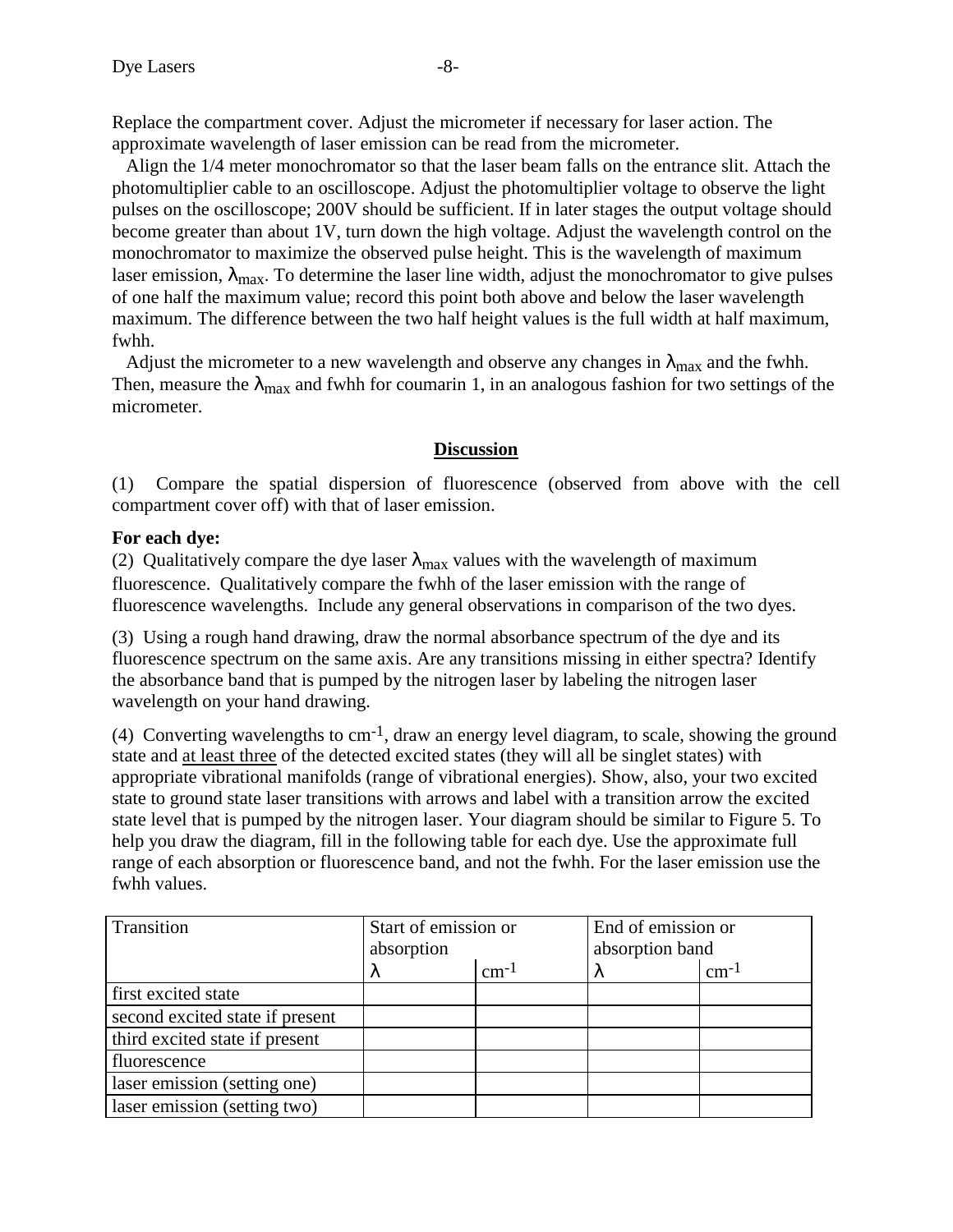Replace the compartment cover. Adjust the micrometer if necessary for laser action. The approximate wavelength of laser emission can be read from the micrometer.

Align the 1/4 meter monochromator so that the laser beam falls on the entrance slit. Attach the photomultiplier cable to an oscilloscope. Adjust the photomultiplier voltage to observe the light pulses on the oscilloscope; 200V should be sufficient. If in later stages the output voltage should become greater than about 1V, turn down the high voltage. Adjust the wavelength control on the monochromator to maximize the observed pulse height. This is the wavelength of maximum laser emission, $\lambda_{max}$. To determine the laser line width, adjust the monochromator to give pulses of one half the maximum value; record this point both above and below the laser wavelength maximum. The difference between the two half height values is the full width at half maximum, fwhh.

Adjust the micrometer to a new wavelength and observe any changes in $\lambda_{max}$ and the fwhh. Then, measure the $\lambda_{max}$ and fwhh for coumarin 1, in an analogous fashion for two settings of the micrometer.

## Discussion

(1) Compare the spatial dispersion of fluorescence (observed from above with the cell compartment cover off) with that of laser emission.

**For each dye:**

(2) Qualitatively compare the dye laser $\lambda_{max}$ values with the wavelength of maximum fluorescence. Qualitatively compare the fwhh of the laser emission with the range of fluorescence wavelengths. Include any general observations in comparison of the two dyes.

(3) Using a rough hand drawing, draw the normal absorbance spectrum of the dye and its fluorescence spectrum on the same axis. Are any transitions missing in either spectra? Identify the absorbance band that is pumped by the nitrogen laser by labeling the nitrogen laser wavelength on your hand drawing.

(4) Converting wavelengths to $cm^{-1}$, draw an energy level diagram, to scale, showing the ground state and <u>at least three</u> of the detected excited states (they will all be singlet states) with appropriate vibrational manifolds (range of vibrational energies). Show, also, your two excited state to ground state laser transitions with arrows and label with a transition arrow the excited state level that is pumped by the nitrogen laser. Your diagram should be similar to Figure 5. To help you draw the diagram, fill in the following table for each dye. Use the approximate full range of each absorption or fluorescence band, and not the fwhh. For the laser emission use the fwhh values.

| Transition | Start of emission or absorption | | End of emission or absorption band | |
|---|---|---|---|---|
| | $\lambda$ | $cm^{-1}$ | $\lambda$ | $cm^{-1}$ |
| first excited state | | | | |
| second excited state if present | | | | |
| third excited state if present | | | | |
| fluorescence | | | | |
| laser emission (setting one) | | | | |
| laser emission (setting two) | | | | |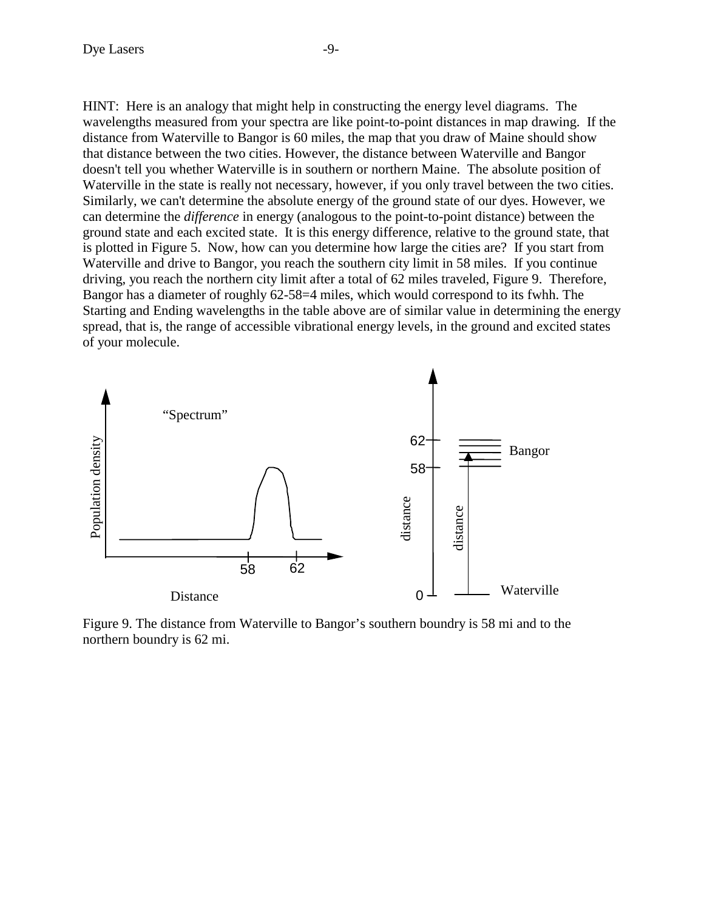HINT: Here is an analogy that might help in constructing the energy level diagrams. The wavelengths measured from your spectra are like point-to-point distances in map drawing. If the distance from Waterville to Bangor is 60 miles, the map that you draw of Maine should show that distance between the two cities. However, the distance between Waterville and Bangor doesn't tell you whether Waterville is in southern or northern Maine. The absolute position of Waterville in the state is really not necessary, however, if you only travel between the two cities. Similarly, we can't determine the absolute energy of the ground state of our dyes. However, we can determine the *difference* in energy (analogous to the point-to-point distance) between the ground state and each excited state. It is this energy difference, relative to the ground state, that is plotted in Figure 5. Now, how can you determine how large the cities are? If you start from Waterville and drive to Bangor, you reach the southern city limit in 58 miles. If you continue driving, you reach the northern city limit after a total of 62 miles traveled, Figure 9. Therefore, Bangor has a diameter of roughly 62-58=4 miles, which would correspond to its fwhh. The Starting and Ending wavelengths in the table above are of similar value in determining the energy spread, that is, the range of accessible vibrational energy levels, in the ground and excited states of your molecule.

"Spectrum"

Population density

Distance

58

62

distance

distance

0

58

62

Bangor

Waterville

Figure 9. The distance from Waterville to Bangor's southern boundry is 58 mi and to the northern boundry is 62 mi.